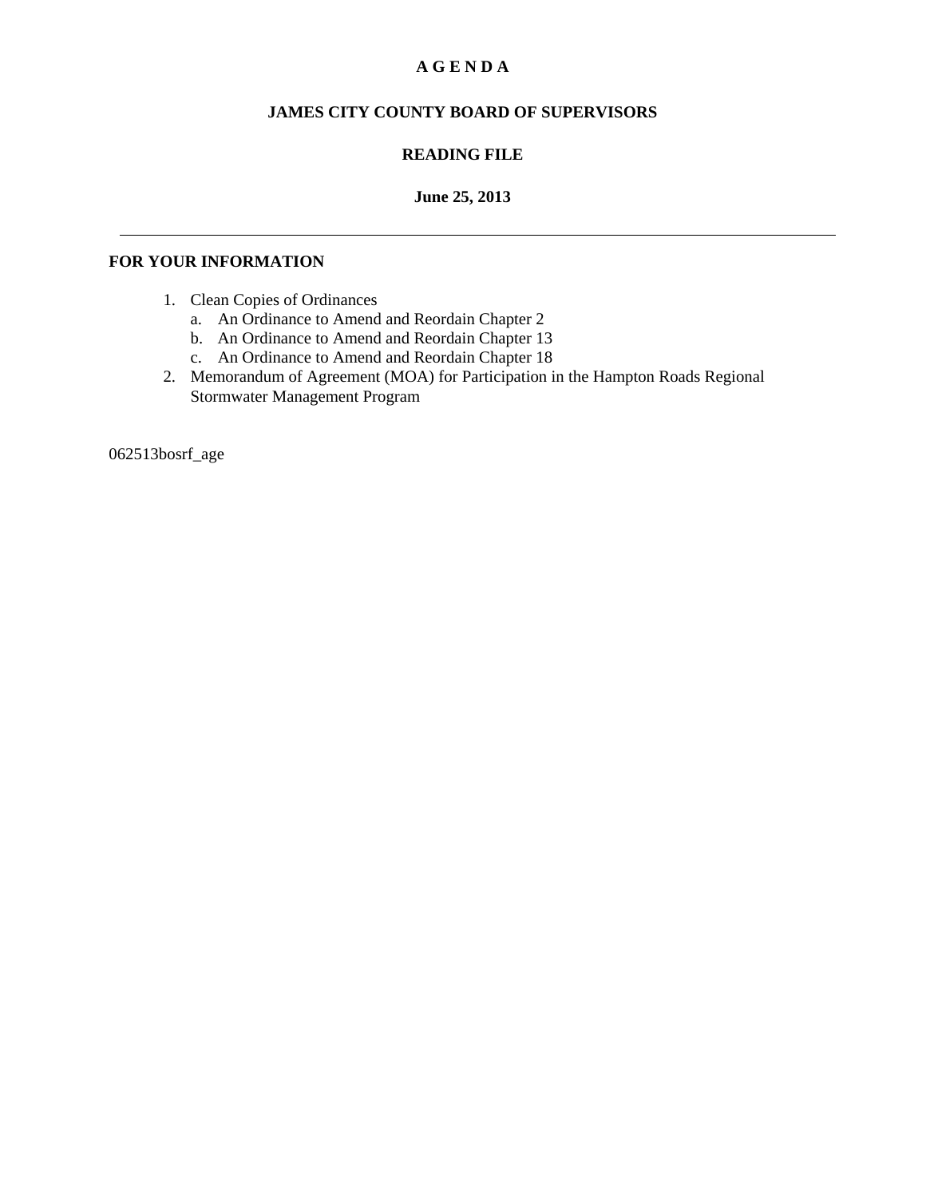# A G E N D A

## JAMES CITY COUNTY BOARD OF SUPERVISORS

## READING FILE

### June 25, 2013

---

**FOR YOUR INFORMATION**

1. Clean Copies of Ordinances
   a. An Ordinance to Amend and Reordain Chapter 2
   b. An Ordinance to Amend and Reordain Chapter 13
   c. An Ordinance to Amend and Reordain Chapter 18
2. Memorandum of Agreement (MOA) for Participation in the Hampton Roads Regional Stormwater Management Program

062513bosrf_age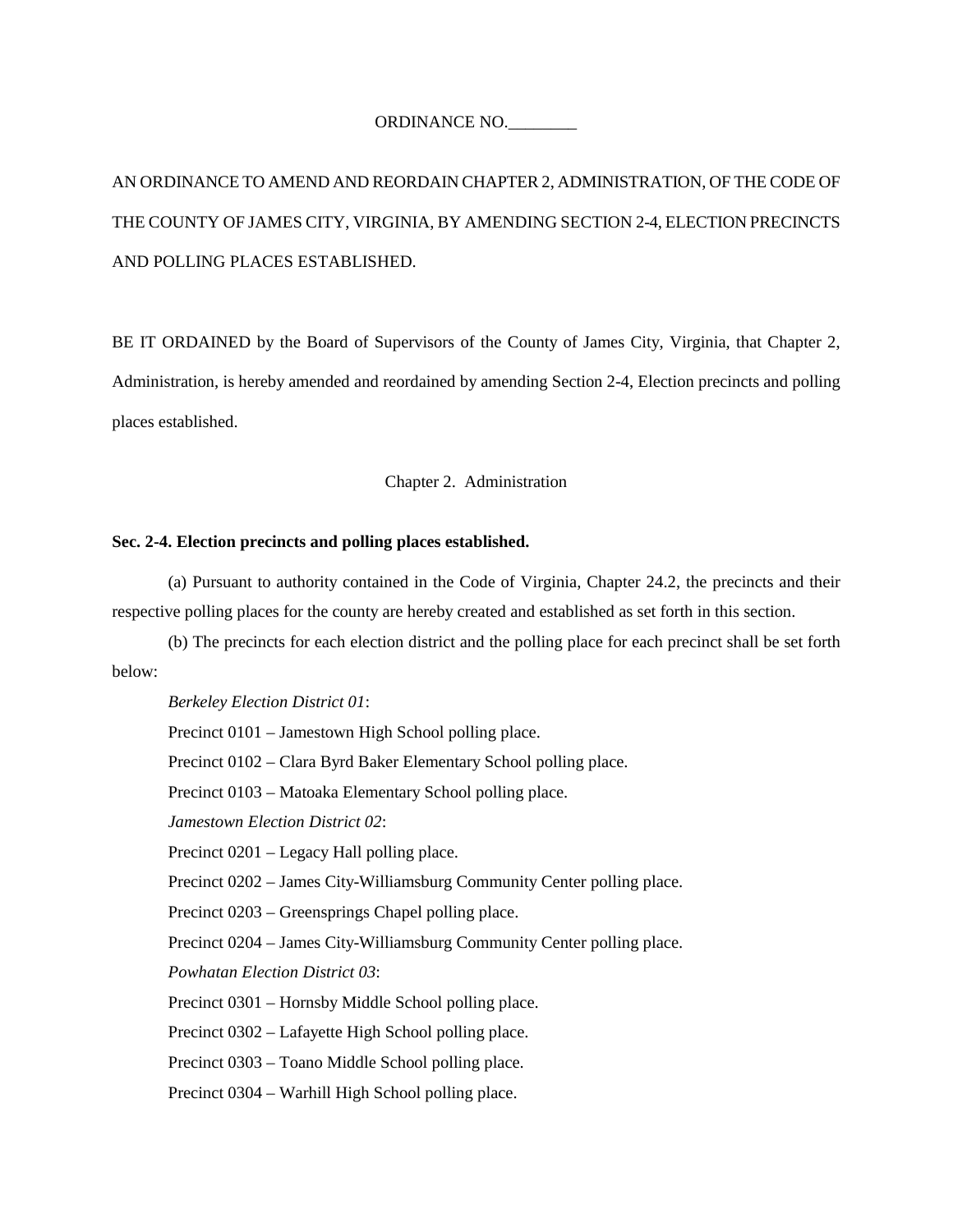ORDINANCE NO.________

AN ORDINANCE TO AMEND AND REORDAIN CHAPTER 2, ADMINISTRATION, OF THE CODE OF THE COUNTY OF JAMES CITY, VIRGINIA, BY AMENDING SECTION 2-4, ELECTION PRECINCTS AND POLLING PLACES ESTABLISHED.

BE IT ORDAINED by the Board of Supervisors of the County of James City, Virginia, that Chapter 2, Administration, is hereby amended and reordained by amending Section 2-4, Election precincts and polling places established.

Chapter 2. Administration

**Sec. 2-4. Election precincts and polling places established.**

(a) Pursuant to authority contained in the Code of Virginia, Chapter 24.2, the precincts and their respective polling places for the county are hereby created and established as set forth in this section.

(b) The precincts for each election district and the polling place for each precinct shall be set forth below:

*Berkeley Election District 01*:

Precinct 0101 – Jamestown High School polling place.

Precinct 0102 – Clara Byrd Baker Elementary School polling place.

Precinct 0103 – Matoaka Elementary School polling place.

*Jamestown Election District 02*:

Precinct 0201 – Legacy Hall polling place.

Precinct 0202 – James City-Williamsburg Community Center polling place.

Precinct 0203 – Greensprings Chapel polling place.

Precinct 0204 – James City-Williamsburg Community Center polling place.

*Powhatan Election District 03*:

Precinct 0301 – Hornsby Middle School polling place.

Precinct 0302 – Lafayette High School polling place.

Precinct 0303 – Toano Middle School polling place.

Precinct 0304 – Warhill High School polling place.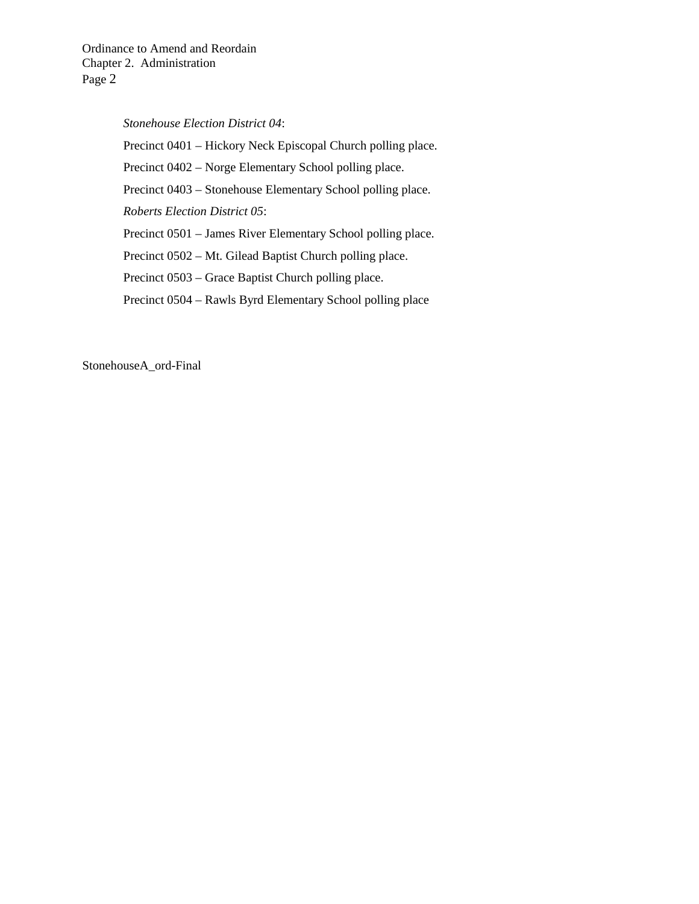*Stonehouse Election District 04*:

Precinct 0401 – Hickory Neck Episcopal Church polling place.

Precinct 0402 – Norge Elementary School polling place.

Precinct 0403 – Stonehouse Elementary School polling place.

*Roberts Election District 05*:

Precinct 0501 – James River Elementary School polling place.

Precinct 0502 – Mt. Gilead Baptist Church polling place.

Precinct 0503 – Grace Baptist Church polling place.

Precinct 0504 – Rawls Byrd Elementary School polling place

StonehouseA_ord-Final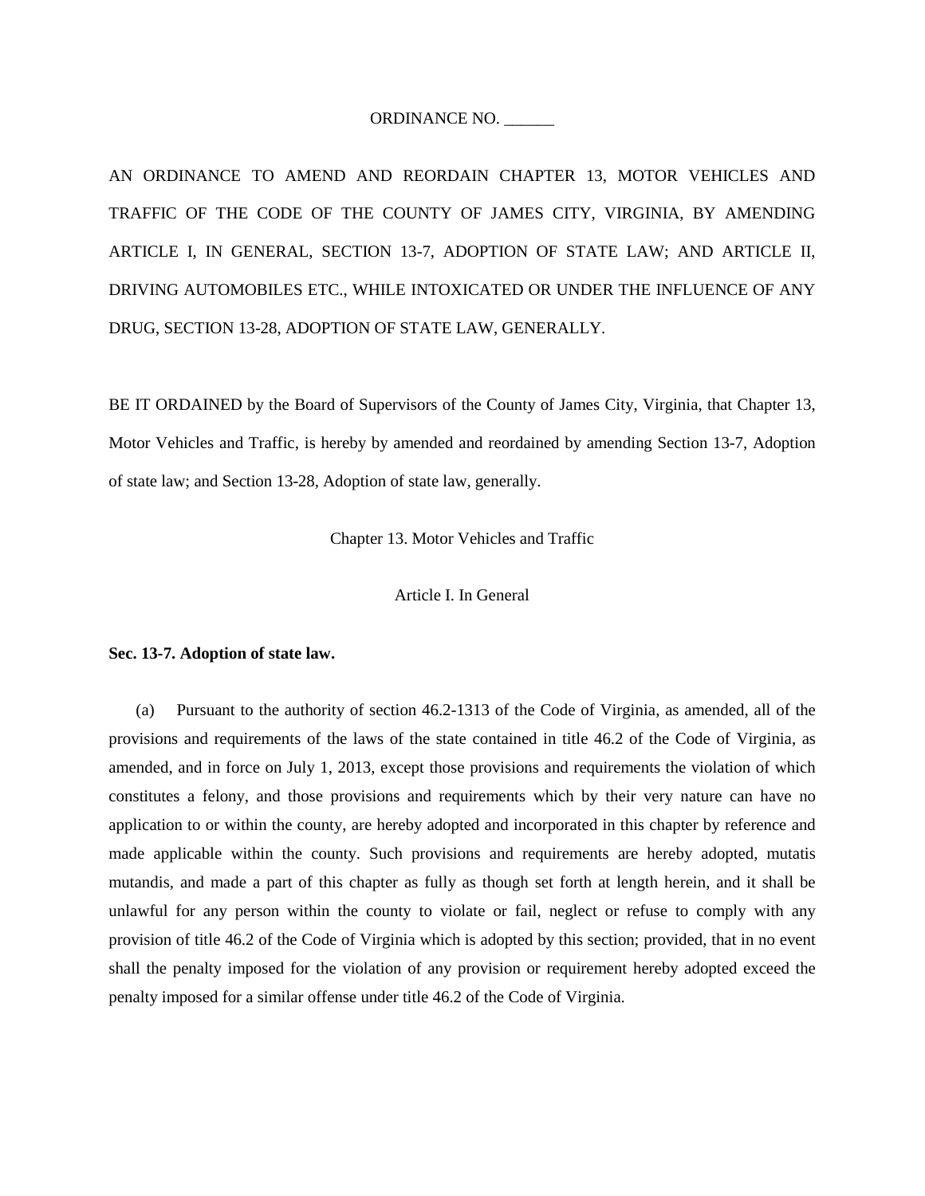ORDINANCE NO. ______

AN ORDINANCE TO AMEND AND REORDAIN CHAPTER 13, MOTOR VEHICLES AND TRAFFIC OF THE CODE OF THE COUNTY OF JAMES CITY, VIRGINIA, BY AMENDING ARTICLE I, IN GENERAL, SECTION 13-7, ADOPTION OF STATE LAW; AND ARTICLE II, DRIVING AUTOMOBILES ETC., WHILE INTOXICATED OR UNDER THE INFLUENCE OF ANY DRUG, SECTION 13-28, ADOPTION OF STATE LAW, GENERALLY.

BE IT ORDAINED by the Board of Supervisors of the County of James City, Virginia, that Chapter 13, Motor Vehicles and Traffic, is hereby by amended and reordained by amending Section 13-7, Adoption of state law; and Section 13-28, Adoption of state law, generally.

Chapter 13. Motor Vehicles and Traffic

Article I. In General

**Sec. 13-7. Adoption of state law.**

(a) Pursuant to the authority of section 46.2-1313 of the Code of Virginia, as amended, all of the provisions and requirements of the laws of the state contained in title 46.2 of the Code of Virginia, as amended, and in force on July 1, 2013, except those provisions and requirements the violation of which constitutes a felony, and those provisions and requirements which by their very nature can have no application to or within the county, are hereby adopted and incorporated in this chapter by reference and made applicable within the county. Such provisions and requirements are hereby adopted, mutatis mutandis, and made a part of this chapter as fully as though set forth at length herein, and it shall be unlawful for any person within the county to violate or fail, neglect or refuse to comply with any provision of title 46.2 of the Code of Virginia which is adopted by this section; provided, that in no event shall the penalty imposed for the violation of any provision or requirement hereby adopted exceed the penalty imposed for a similar offense under title 46.2 of the Code of Virginia.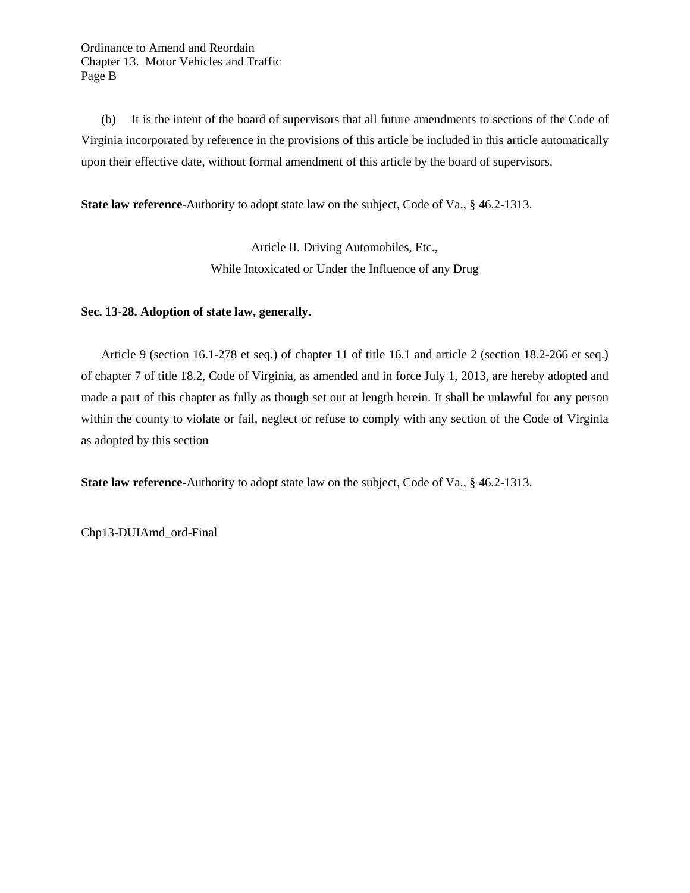(b) It is the intent of the board of supervisors that all future amendments to sections of the Code of Virginia incorporated by reference in the provisions of this article be included in this article automatically upon their effective date, without formal amendment of this article by the board of supervisors.

**State law reference**-Authority to adopt state law on the subject, Code of Va., § 46.2-1313.

## Article II. Driving Automobiles, Etc., While Intoxicated or Under the Influence of any Drug

**Sec. 13-28. Adoption of state law, generally.**

Article 9 (section 16.1-278 et seq.) of chapter 11 of title 16.1 and article 2 (section 18.2-266 et seq.) of chapter 7 of title 18.2, Code of Virginia, as amended and in force July 1, 2013, are hereby adopted and made a part of this chapter as fully as though set out at length herein. It shall be unlawful for any person within the county to violate or fail, neglect or refuse to comply with any section of the Code of Virginia as adopted by this section

**State law reference-**Authority to adopt state law on the subject, Code of Va., § 46.2-1313.

Chp13-DUIAmd_ord-Final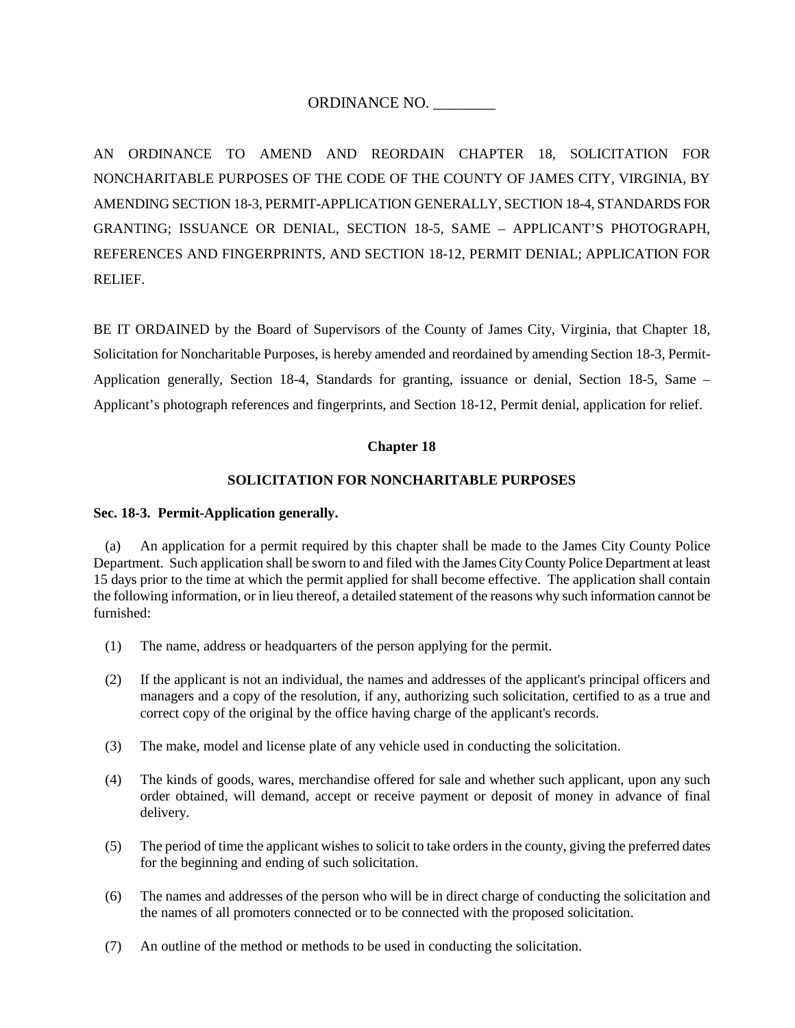ORDINANCE NO. ________

AN ORDINANCE TO AMEND AND REORDAIN CHAPTER 18, SOLICITATION FOR NONCHARITABLE PURPOSES OF THE CODE OF THE COUNTY OF JAMES CITY, VIRGINIA, BY AMENDING SECTION 18-3, PERMIT-APPLICATION GENERALLY, SECTION 18-4, STANDARDS FOR GRANTING; ISSUANCE OR DENIAL, SECTION 18-5, SAME – APPLICANT'S PHOTOGRAPH, REFERENCES AND FINGERPRINTS, AND SECTION 18-12, PERMIT DENIAL; APPLICATION FOR RELIEF.

BE IT ORDAINED by the Board of Supervisors of the County of James City, Virginia, that Chapter 18, Solicitation for Noncharitable Purposes, is hereby amended and reordained by amending Section 18-3, Permit-Application generally, Section 18-4, Standards for granting, issuance or denial, Section 18-5, Same – Applicant's photograph references and fingerprints, and Section 18-12, Permit denial, application for relief.

**Chapter 18**

**SOLICITATION FOR NONCHARITABLE PURPOSES**

**Sec. 18-3. Permit-Application generally.**

(a) An application for a permit required by this chapter shall be made to the James City County Police Department. Such application shall be sworn to and filed with the James City County Police Department at least 15 days prior to the time at which the permit applied for shall become effective. The application shall contain the following information, or in lieu thereof, a detailed statement of the reasons why such information cannot be furnished:

(1) The name, address or headquarters of the person applying for the permit.

(2) If the applicant is not an individual, the names and addresses of the applicant's principal officers and managers and a copy of the resolution, if any, authorizing such solicitation, certified to as a true and correct copy of the original by the office having charge of the applicant's records.

(3) The make, model and license plate of any vehicle used in conducting the solicitation.

(4) The kinds of goods, wares, merchandise offered for sale and whether such applicant, upon any such order obtained, will demand, accept or receive payment or deposit of money in advance of final delivery.

(5) The period of time the applicant wishes to solicit to take orders in the county, giving the preferred dates for the beginning and ending of such solicitation.

(6) The names and addresses of the person who will be in direct charge of conducting the solicitation and the names of all promoters connected or to be connected with the proposed solicitation.

(7) An outline of the method or methods to be used in conducting the solicitation.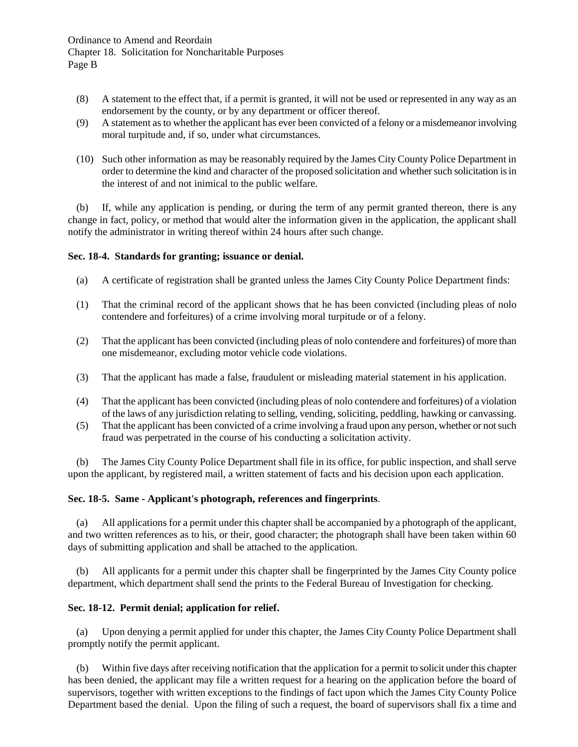(8) A statement to the effect that, if a permit is granted, it will not be used or represented in any way as an endorsement by the county, or by any department or officer thereof.

(9) A statement as to whether the applicant has ever been convicted of a felony or a misdemeanor involving moral turpitude and, if so, under what circumstances.

(10) Such other information as may be reasonably required by the James City County Police Department in order to determine the kind and character of the proposed solicitation and whether such solicitation is in the interest of and not inimical to the public welfare.

(b) If, while any application is pending, or during the term of any permit granted thereon, there is any change in fact, policy, or method that would alter the information given in the application, the applicant shall notify the administrator in writing thereof within 24 hours after such change.

**Sec. 18-4. Standards for granting; issuance or denial.**

(a) A certificate of registration shall be granted unless the James City County Police Department finds:

(1) That the criminal record of the applicant shows that he has been convicted (including pleas of nolo contendere and forfeitures) of a crime involving moral turpitude or of a felony.

(2) That the applicant has been convicted (including pleas of nolo contendere and forfeitures) of more than one misdemeanor, excluding motor vehicle code violations.

(3) That the applicant has made a false, fraudulent or misleading material statement in his application.

(4) That the applicant has been convicted (including pleas of nolo contendere and forfeitures) of a violation of the laws of any jurisdiction relating to selling, vending, soliciting, peddling, hawking or canvassing.

(5) That the applicant has been convicted of a crime involving a fraud upon any person, whether or not such fraud was perpetrated in the course of his conducting a solicitation activity.

(b) The James City County Police Department shall file in its office, for public inspection, and shall serve upon the applicant, by registered mail, a written statement of facts and his decision upon each application.

**Sec. 18-5. Same - Applicant's photograph, references and fingerprints**.

(a) All applications for a permit under this chapter shall be accompanied by a photograph of the applicant, and two written references as to his, or their, good character; the photograph shall have been taken within 60 days of submitting application and shall be attached to the application.

(b) All applicants for a permit under this chapter shall be fingerprinted by the James City County police department, which department shall send the prints to the Federal Bureau of Investigation for checking.

**Sec. 18-12. Permit denial; application for relief.**

(a) Upon denying a permit applied for under this chapter, the James City County Police Department shall promptly notify the permit applicant.

(b) Within five days after receiving notification that the application for a permit to solicit under this chapter has been denied, the applicant may file a written request for a hearing on the application before the board of supervisors, together with written exceptions to the findings of fact upon which the James City County Police Department based the denial. Upon the filing of such a request, the board of supervisors shall fix a time and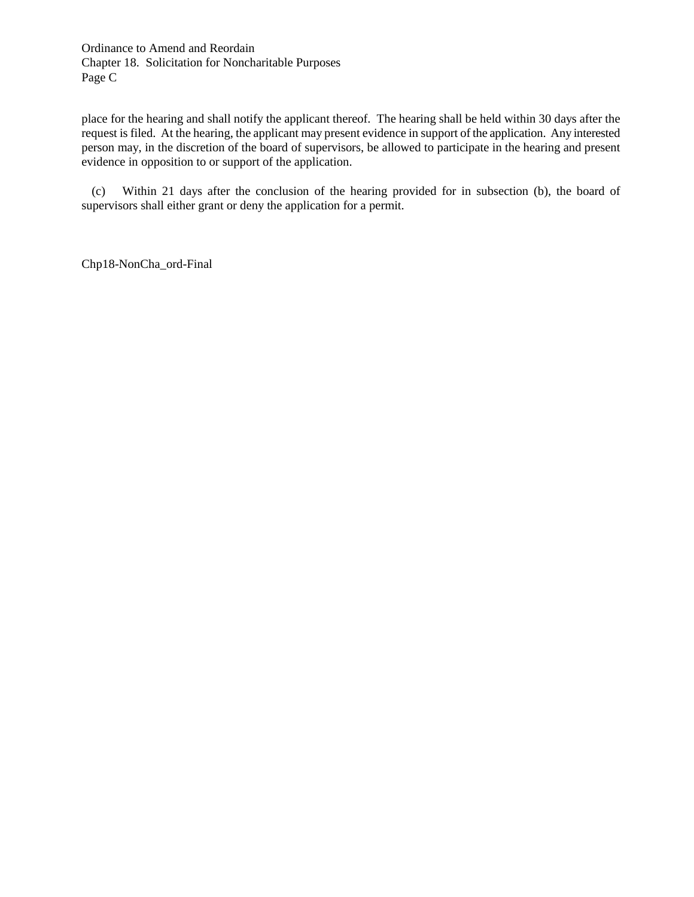place for the hearing and shall notify the applicant thereof. The hearing shall be held within 30 days after the request is filed. At the hearing, the applicant may present evidence in support of the application. Any interested person may, in the discretion of the board of supervisors, be allowed to participate in the hearing and present evidence in opposition to or support of the application.

(c) Within 21 days after the conclusion of the hearing provided for in subsection (b), the board of supervisors shall either grant or deny the application for a permit.

Chp18-NonCha_ord-Final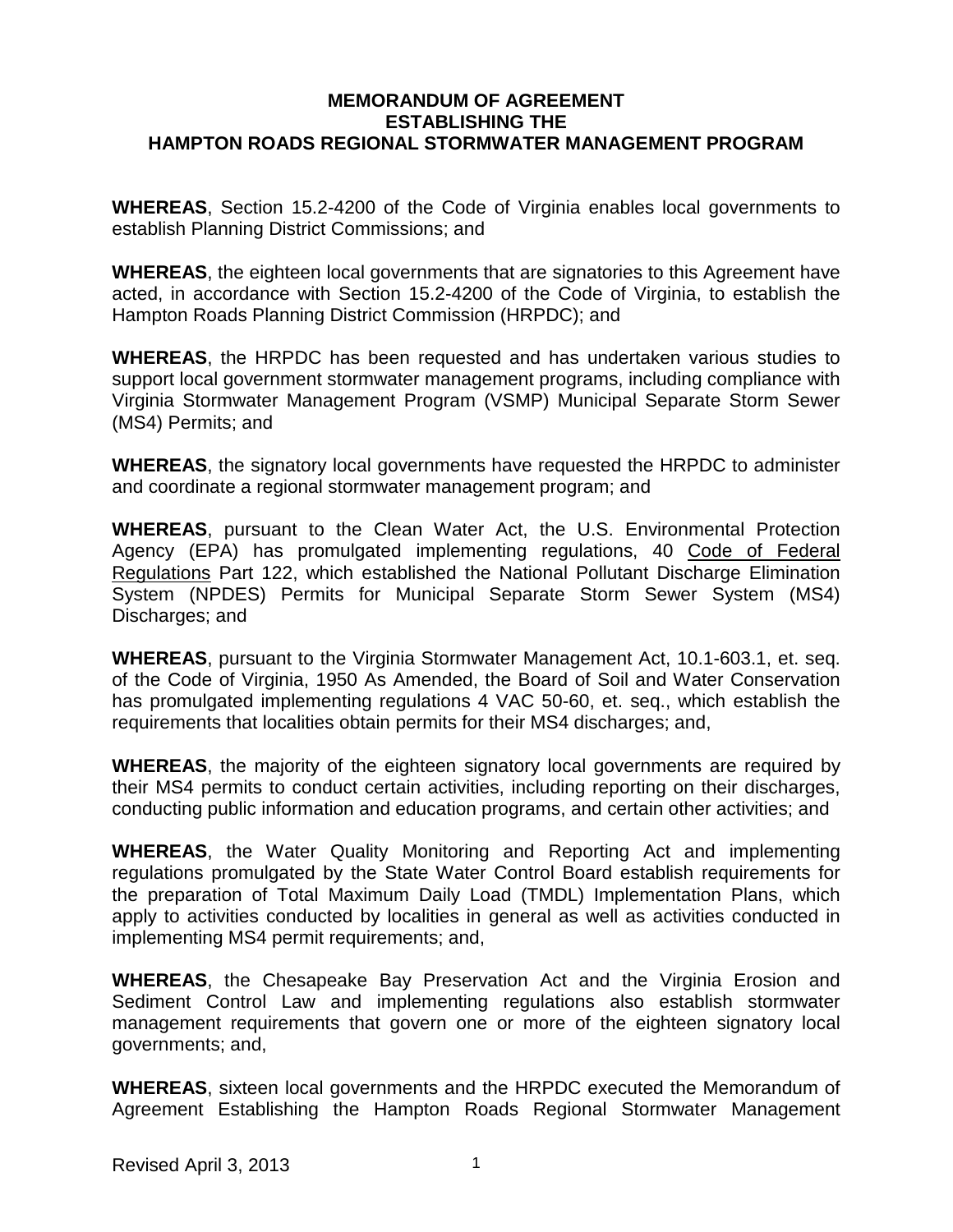# MEMORANDUM OF AGREEMENT ESTABLISHING THE HAMPTON ROADS REGIONAL STORMWATER MANAGEMENT PROGRAM

**WHEREAS**, Section 15.2-4200 of the Code of Virginia enables local governments to establish Planning District Commissions; and

**WHEREAS**, the eighteen local governments that are signatories to this Agreement have acted, in accordance with Section 15.2-4200 of the Code of Virginia, to establish the Hampton Roads Planning District Commission (HRPDC); and

**WHEREAS**, the HRPDC has been requested and has undertaken various studies to support local government stormwater management programs, including compliance with Virginia Stormwater Management Program (VSMP) Municipal Separate Storm Sewer (MS4) Permits; and

**WHEREAS**, the signatory local governments have requested the HRPDC to administer and coordinate a regional stormwater management program; and

**WHEREAS**, pursuant to the Clean Water Act, the U.S. Environmental Protection Agency (EPA) has promulgated implementing regulations, 40 Code of Federal Regulations Part 122, which established the National Pollutant Discharge Elimination System (NPDES) Permits for Municipal Separate Storm Sewer System (MS4) Discharges; and

**WHEREAS**, pursuant to the Virginia Stormwater Management Act, 10.1-603.1, et. seq. of the Code of Virginia, 1950 As Amended, the Board of Soil and Water Conservation has promulgated implementing regulations 4 VAC 50-60, et. seq., which establish the requirements that localities obtain permits for their MS4 discharges; and,

**WHEREAS**, the majority of the eighteen signatory local governments are required by their MS4 permits to conduct certain activities, including reporting on their discharges, conducting public information and education programs, and certain other activities; and

**WHEREAS**, the Water Quality Monitoring and Reporting Act and implementing regulations promulgated by the State Water Control Board establish requirements for the preparation of Total Maximum Daily Load (TMDL) Implementation Plans, which apply to activities conducted by localities in general as well as activities conducted in implementing MS4 permit requirements; and,

**WHEREAS**, the Chesapeake Bay Preservation Act and the Virginia Erosion and Sediment Control Law and implementing regulations also establish stormwater management requirements that govern one or more of the eighteen signatory local governments; and,

**WHEREAS**, sixteen local governments and the HRPDC executed the Memorandum of Agreement Establishing the Hampton Roads Regional Stormwater Management

Revised April 3, 2013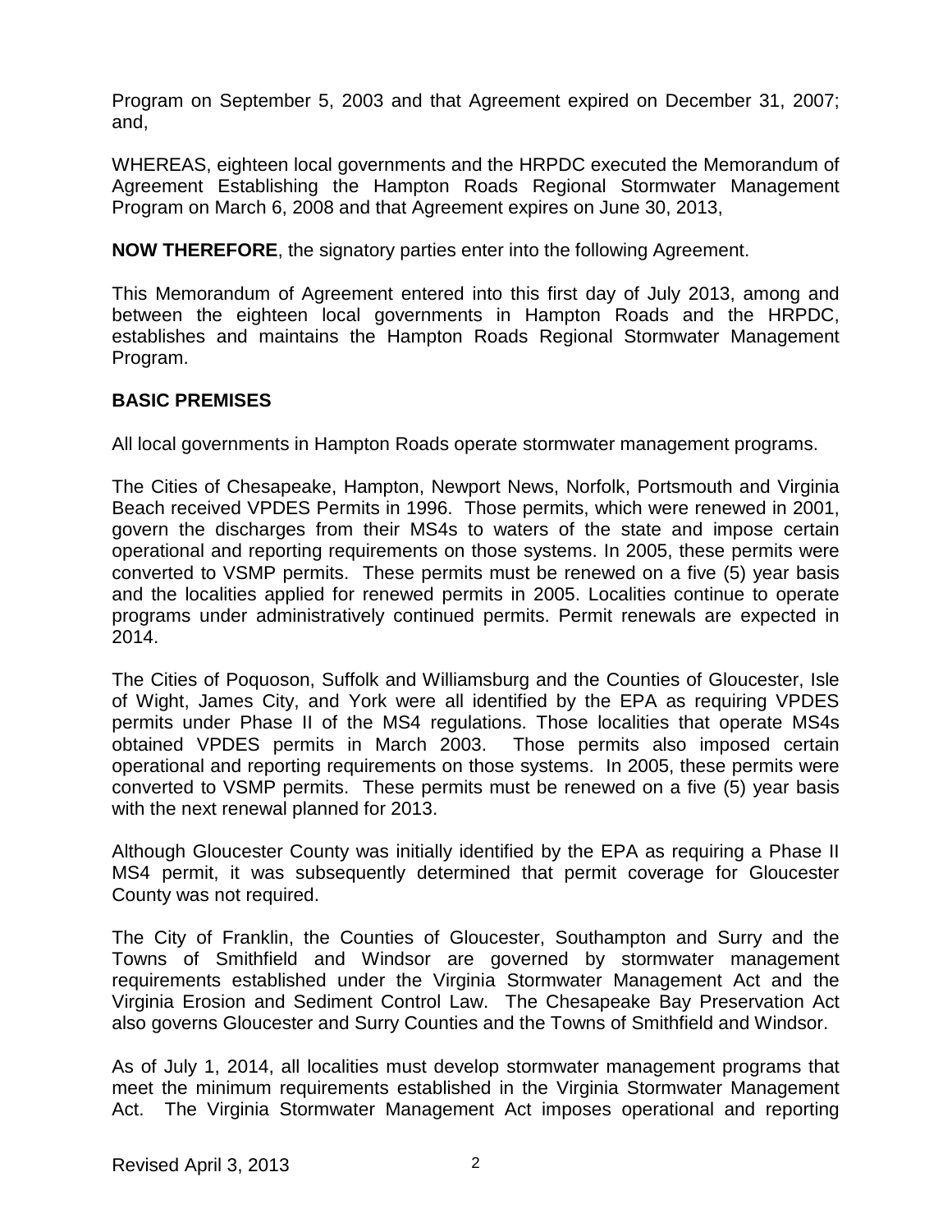Program on September 5, 2003 and that Agreement expired on December 31, 2007; and,

WHEREAS, eighteen local governments and the HRPDC executed the Memorandum of Agreement Establishing the Hampton Roads Regional Stormwater Management Program on March 6, 2008 and that Agreement expires on June 30, 2013,

**NOW THEREFORE**, the signatory parties enter into the following Agreement.

This Memorandum of Agreement entered into this first day of July 2013, among and between the eighteen local governments in Hampton Roads and the HRPDC, establishes and maintains the Hampton Roads Regional Stormwater Management Program.

## BASIC PREMISES

All local governments in Hampton Roads operate stormwater management programs.

The Cities of Chesapeake, Hampton, Newport News, Norfolk, Portsmouth and Virginia Beach received VPDES Permits in 1996. Those permits, which were renewed in 2001, govern the discharges from their MS4s to waters of the state and impose certain operational and reporting requirements on those systems. In 2005, these permits were converted to VSMP permits. These permits must be renewed on a five (5) year basis and the localities applied for renewed permits in 2005. Localities continue to operate programs under administratively continued permits. Permit renewals are expected in 2014.

The Cities of Poquoson, Suffolk and Williamsburg and the Counties of Gloucester, Isle of Wight, James City, and York were all identified by the EPA as requiring VPDES permits under Phase II of the MS4 regulations. Those localities that operate MS4s obtained VPDES permits in March 2003. Those permits also imposed certain operational and reporting requirements on those systems. In 2005, these permits were converted to VSMP permits. These permits must be renewed on a five (5) year basis with the next renewal planned for 2013.

Although Gloucester County was initially identified by the EPA as requiring a Phase II MS4 permit, it was subsequently determined that permit coverage for Gloucester County was not required.

The City of Franklin, the Counties of Gloucester, Southampton and Surry and the Towns of Smithfield and Windsor are governed by stormwater management requirements established under the Virginia Stormwater Management Act and the Virginia Erosion and Sediment Control Law. The Chesapeake Bay Preservation Act also governs Gloucester and Surry Counties and the Towns of Smithfield and Windsor.

As of July 1, 2014, all localities must develop stormwater management programs that meet the minimum requirements established in the Virginia Stormwater Management Act. The Virginia Stormwater Management Act imposes operational and reporting

Revised April 3, 2013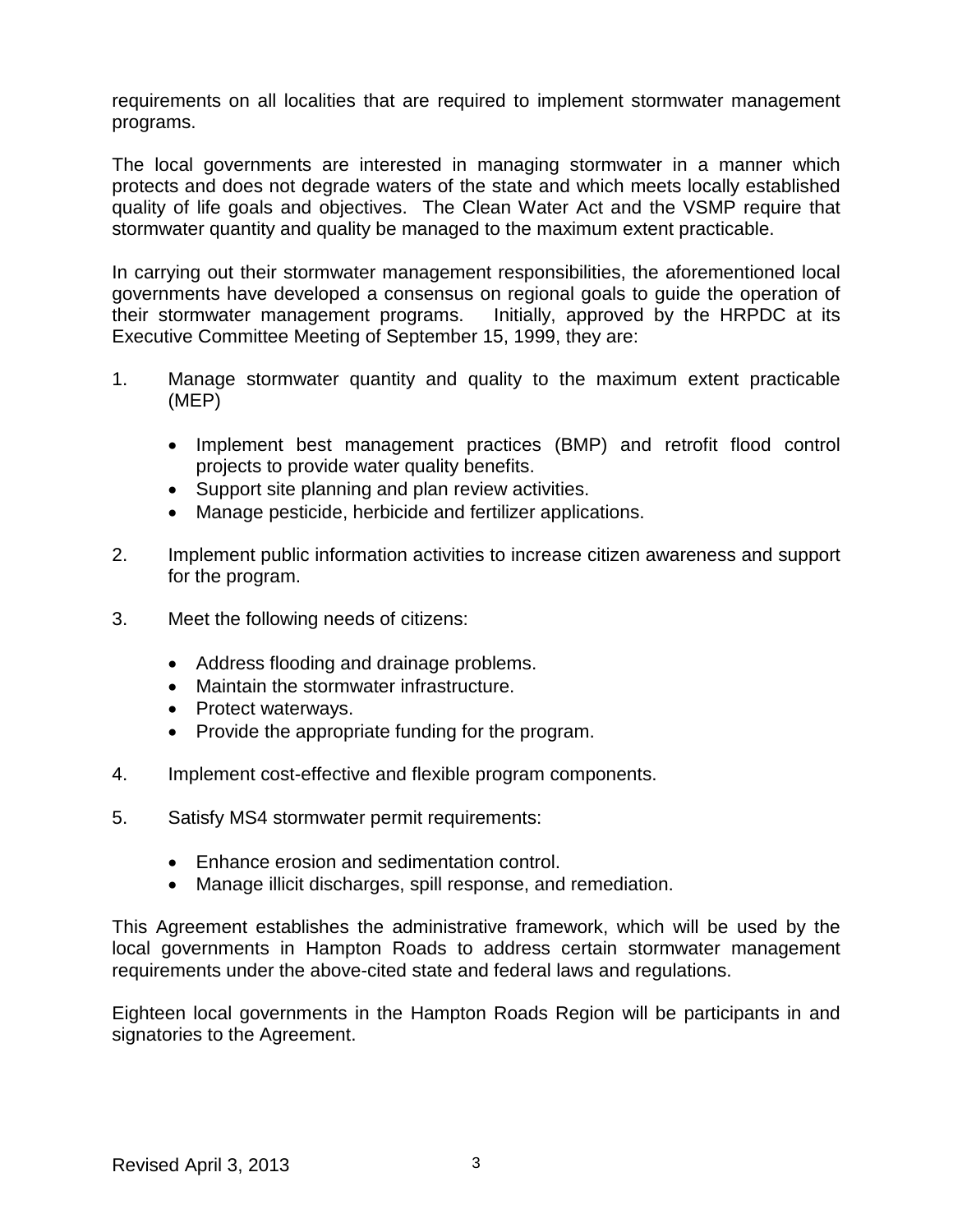requirements on all localities that are required to implement stormwater management programs.

The local governments are interested in managing stormwater in a manner which protects and does not degrade waters of the state and which meets locally established quality of life goals and objectives. The Clean Water Act and the VSMP require that stormwater quantity and quality be managed to the maximum extent practicable.

In carrying out their stormwater management responsibilities, the aforementioned local governments have developed a consensus on regional goals to guide the operation of their stormwater management programs. Initially, approved by the HRPDC at its Executive Committee Meeting of September 15, 1999, they are:

1. Manage stormwater quantity and quality to the maximum extent practicable (MEP)

   - Implement best management practices (BMP) and retrofit flood control projects to provide water quality benefits.
   - Support site planning and plan review activities.
   - Manage pesticide, herbicide and fertilizer applications.

2. Implement public information activities to increase citizen awareness and support for the program.

3. Meet the following needs of citizens:

   - Address flooding and drainage problems.
   - Maintain the stormwater infrastructure.
   - Protect waterways.
   - Provide the appropriate funding for the program.

4. Implement cost-effective and flexible program components.

5. Satisfy MS4 stormwater permit requirements:

   - Enhance erosion and sedimentation control.
   - Manage illicit discharges, spill response, and remediation.

This Agreement establishes the administrative framework, which will be used by the local governments in Hampton Roads to address certain stormwater management requirements under the above-cited state and federal laws and regulations.

Eighteen local governments in the Hampton Roads Region will be participants in and signatories to the Agreement.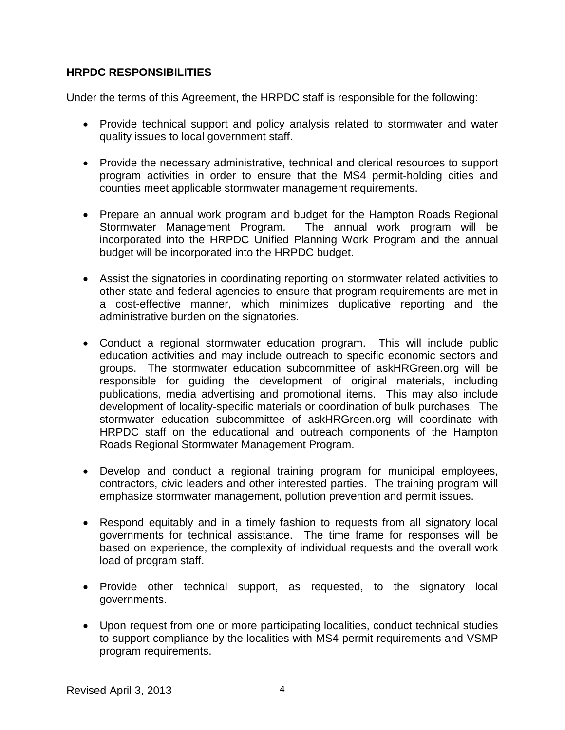## HRPDC RESPONSIBILITIES

Under the terms of this Agreement, the HRPDC staff is responsible for the following:

- Provide technical support and policy analysis related to stormwater and water quality issues to local government staff.
- Provide the necessary administrative, technical and clerical resources to support program activities in order to ensure that the MS4 permit-holding cities and counties meet applicable stormwater management requirements.
- Prepare an annual work program and budget for the Hampton Roads Regional Stormwater Management Program. The annual work program will be incorporated into the HRPDC Unified Planning Work Program and the annual budget will be incorporated into the HRPDC budget.
- Assist the signatories in coordinating reporting on stormwater related activities to other state and federal agencies to ensure that program requirements are met in a cost-effective manner, which minimizes duplicative reporting and the administrative burden on the signatories.
- Conduct a regional stormwater education program. This will include public education activities and may include outreach to specific economic sectors and groups. The stormwater education subcommittee of askHRGreen.org will be responsible for guiding the development of original materials, including publications, media advertising and promotional items. This may also include development of locality-specific materials or coordination of bulk purchases. The stormwater education subcommittee of askHRGreen.org will coordinate with HRPDC staff on the educational and outreach components of the Hampton Roads Regional Stormwater Management Program.
- Develop and conduct a regional training program for municipal employees, contractors, civic leaders and other interested parties. The training program will emphasize stormwater management, pollution prevention and permit issues.
- Respond equitably and in a timely fashion to requests from all signatory local governments for technical assistance. The time frame for responses will be based on experience, the complexity of individual requests and the overall work load of program staff.
- Provide other technical support, as requested, to the signatory local governments.
- Upon request from one or more participating localities, conduct technical studies to support compliance by the localities with MS4 permit requirements and VSMP program requirements.

Revised April 3, 2013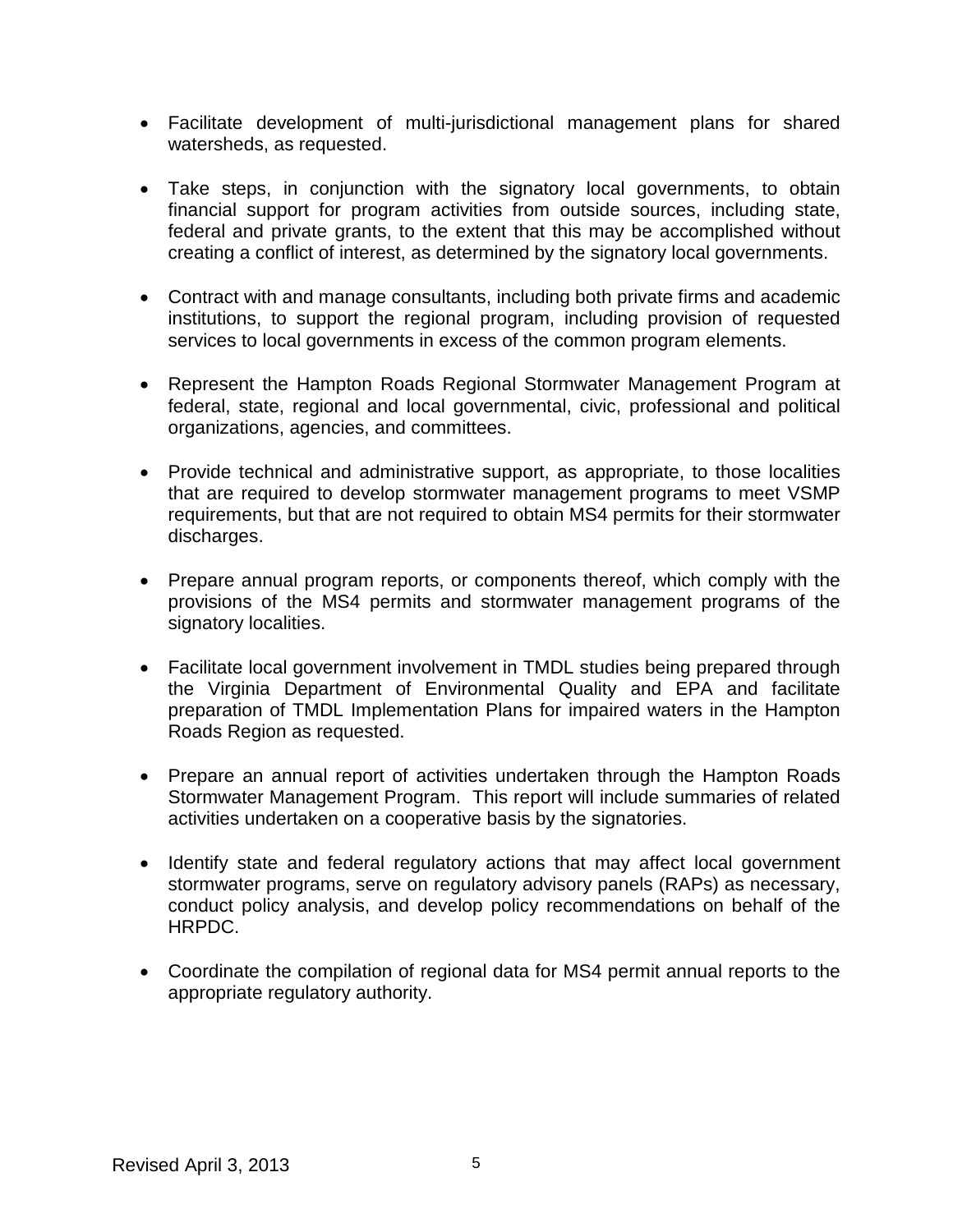- Facilitate development of multi-jurisdictional management plans for shared watersheds, as requested.

- Take steps, in conjunction with the signatory local governments, to obtain financial support for program activities from outside sources, including state, federal and private grants, to the extent that this may be accomplished without creating a conflict of interest, as determined by the signatory local governments.

- Contract with and manage consultants, including both private firms and academic institutions, to support the regional program, including provision of requested services to local governments in excess of the common program elements.

- Represent the Hampton Roads Regional Stormwater Management Program at federal, state, regional and local governmental, civic, professional and political organizations, agencies, and committees.

- Provide technical and administrative support, as appropriate, to those localities that are required to develop stormwater management programs to meet VSMP requirements, but that are not required to obtain MS4 permits for their stormwater discharges.

- Prepare annual program reports, or components thereof, which comply with the provisions of the MS4 permits and stormwater management programs of the signatory localities.

- Facilitate local government involvement in TMDL studies being prepared through the Virginia Department of Environmental Quality and EPA and facilitate preparation of TMDL Implementation Plans for impaired waters in the Hampton Roads Region as requested.

- Prepare an annual report of activities undertaken through the Hampton Roads Stormwater Management Program. This report will include summaries of related activities undertaken on a cooperative basis by the signatories.

- Identify state and federal regulatory actions that may affect local government stormwater programs, serve on regulatory advisory panels (RAPs) as necessary, conduct policy analysis, and develop policy recommendations on behalf of the HRPDC.

- Coordinate the compilation of regional data for MS4 permit annual reports to the appropriate regulatory authority.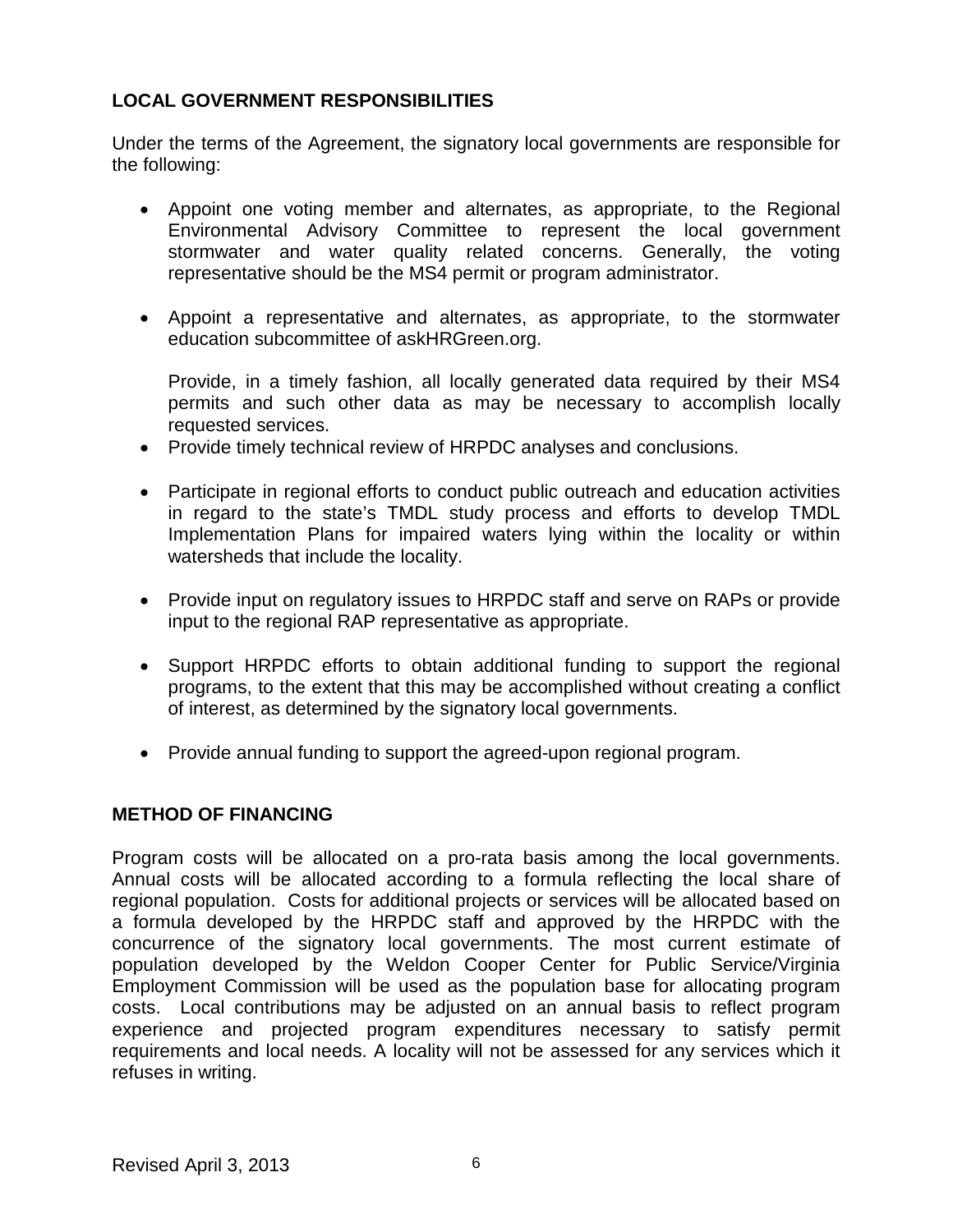## LOCAL GOVERNMENT RESPONSIBILITIES

Under the terms of the Agreement, the signatory local governments are responsible for the following:

- Appoint one voting member and alternates, as appropriate, to the Regional Environmental Advisory Committee to represent the local government stormwater and water quality related concerns. Generally, the voting representative should be the MS4 permit or program administrator.

- Appoint a representative and alternates, as appropriate, to the stormwater education subcommittee of askHRGreen.org.

  Provide, in a timely fashion, all locally generated data required by their MS4 permits and such other data as may be necessary to accomplish locally requested services.
- Provide timely technical review of HRPDC analyses and conclusions.

- Participate in regional efforts to conduct public outreach and education activities in regard to the state's TMDL study process and efforts to develop TMDL Implementation Plans for impaired waters lying within the locality or within watersheds that include the locality.

- Provide input on regulatory issues to HRPDC staff and serve on RAPs or provide input to the regional RAP representative as appropriate.

- Support HRPDC efforts to obtain additional funding to support the regional programs, to the extent that this may be accomplished without creating a conflict of interest, as determined by the signatory local governments.

- Provide annual funding to support the agreed-upon regional program.

## METHOD OF FINANCING

Program costs will be allocated on a pro-rata basis among the local governments. Annual costs will be allocated according to a formula reflecting the local share of regional population. Costs for additional projects or services will be allocated based on a formula developed by the HRPDC staff and approved by the HRPDC with the concurrence of the signatory local governments. The most current estimate of population developed by the Weldon Cooper Center for Public Service/Virginia Employment Commission will be used as the population base for allocating program costs. Local contributions may be adjusted on an annual basis to reflect program experience and projected program expenditures necessary to satisfy permit requirements and local needs. A locality will not be assessed for any services which it refuses in writing.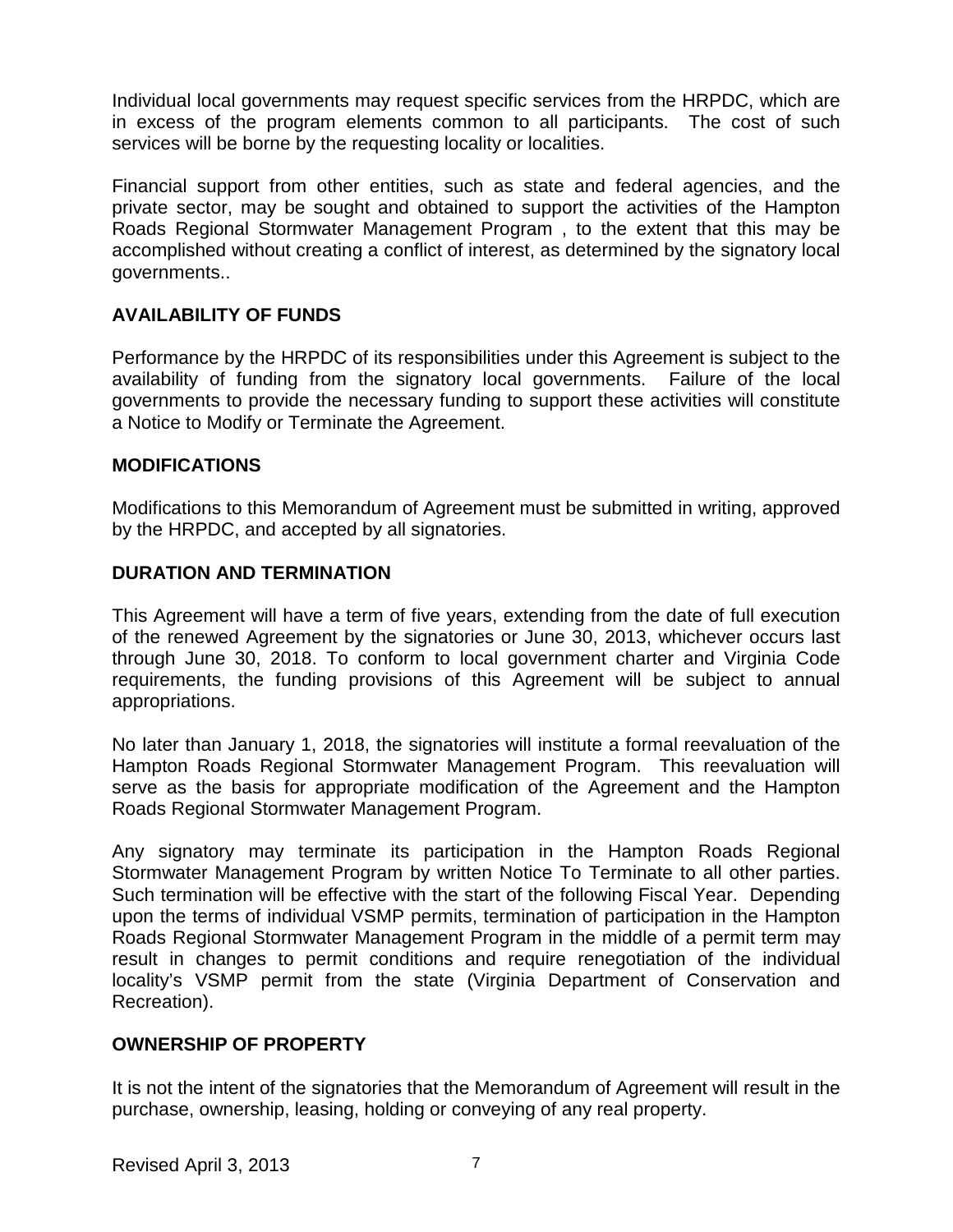Individual local governments may request specific services from the HRPDC, which are in excess of the program elements common to all participants. The cost of such services will be borne by the requesting locality or localities.

Financial support from other entities, such as state and federal agencies, and the private sector, may be sought and obtained to support the activities of the Hampton Roads Regional Stormwater Management Program , to the extent that this may be accomplished without creating a conflict of interest, as determined by the signatory local governments..

## AVAILABILITY OF FUNDS

Performance by the HRPDC of its responsibilities under this Agreement is subject to the availability of funding from the signatory local governments. Failure of the local governments to provide the necessary funding to support these activities will constitute a Notice to Modify or Terminate the Agreement.

## MODIFICATIONS

Modifications to this Memorandum of Agreement must be submitted in writing, approved by the HRPDC, and accepted by all signatories.

## DURATION AND TERMINATION

This Agreement will have a term of five years, extending from the date of full execution of the renewed Agreement by the signatories or June 30, 2013, whichever occurs last through June 30, 2018. To conform to local government charter and Virginia Code requirements, the funding provisions of this Agreement will be subject to annual appropriations.

No later than January 1, 2018, the signatories will institute a formal reevaluation of the Hampton Roads Regional Stormwater Management Program. This reevaluation will serve as the basis for appropriate modification of the Agreement and the Hampton Roads Regional Stormwater Management Program.

Any signatory may terminate its participation in the Hampton Roads Regional Stormwater Management Program by written Notice To Terminate to all other parties. Such termination will be effective with the start of the following Fiscal Year. Depending upon the terms of individual VSMP permits, termination of participation in the Hampton Roads Regional Stormwater Management Program in the middle of a permit term may result in changes to permit conditions and require renegotiation of the individual locality's VSMP permit from the state (Virginia Department of Conservation and Recreation).

## OWNERSHIP OF PROPERTY

It is not the intent of the signatories that the Memorandum of Agreement will result in the purchase, ownership, leasing, holding or conveying of any real property.

Revised April 3, 2013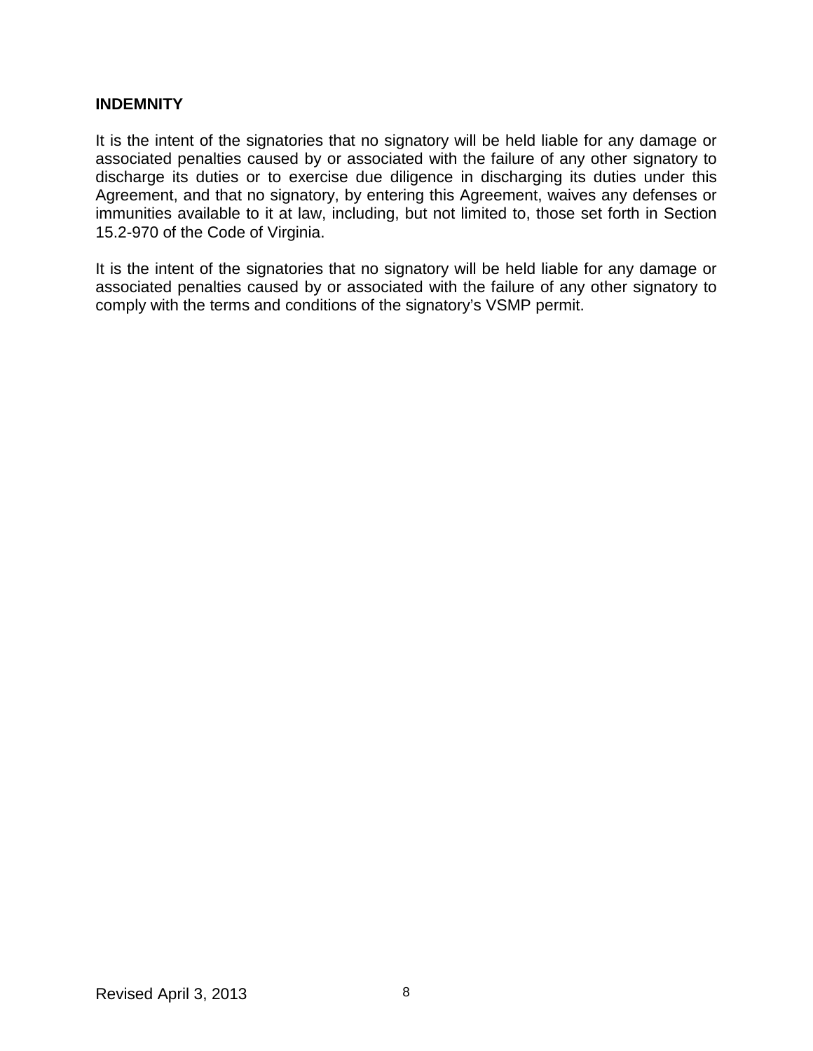**INDEMNITY**

It is the intent of the signatories that no signatory will be held liable for any damage or associated penalties caused by or associated with the failure of any other signatory to discharge its duties or to exercise due diligence in discharging its duties under this Agreement, and that no signatory, by entering this Agreement, waives any defenses or immunities available to it at law, including, but not limited to, those set forth in Section 15.2-970 of the Code of Virginia.

It is the intent of the signatories that no signatory will be held liable for any damage or associated penalties caused by or associated with the failure of any other signatory to comply with the terms and conditions of the signatory's VSMP permit.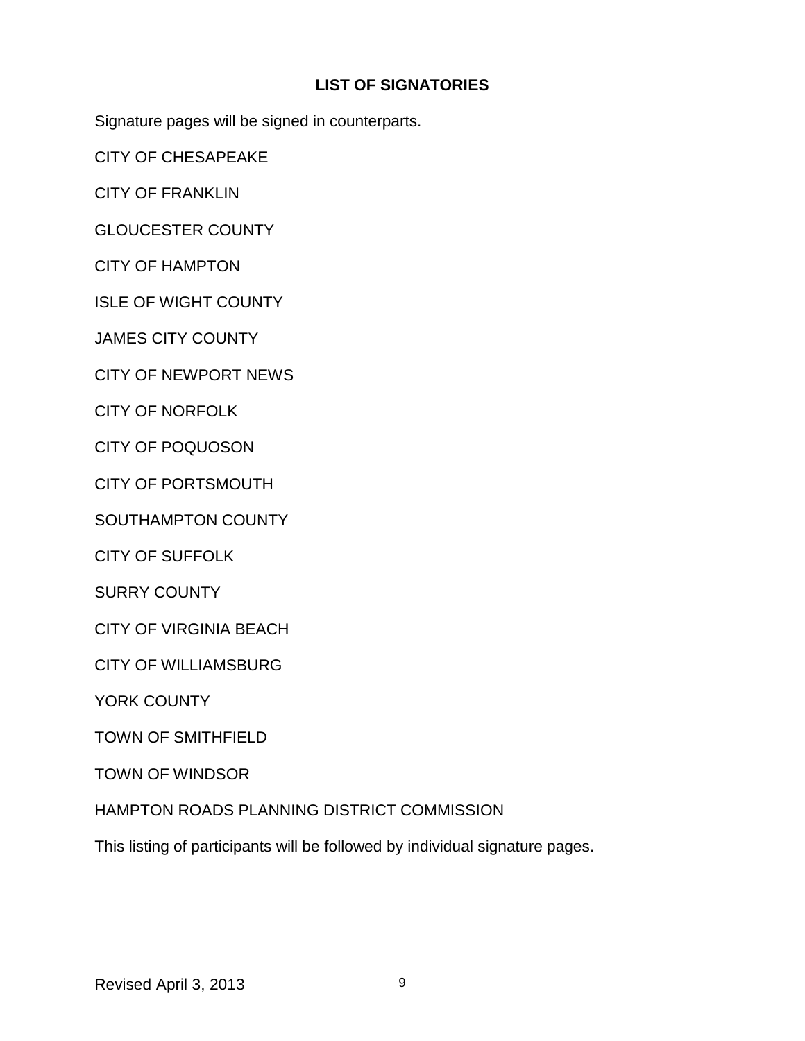## LIST OF SIGNATORIES

Signature pages will be signed in counterparts.

CITY OF CHESAPEAKE

CITY OF FRANKLIN

GLOUCESTER COUNTY

CITY OF HAMPTON

ISLE OF WIGHT COUNTY

JAMES CITY COUNTY

CITY OF NEWPORT NEWS

CITY OF NORFOLK

CITY OF POQUOSON

CITY OF PORTSMOUTH

SOUTHAMPTON COUNTY

CITY OF SUFFOLK

SURRY COUNTY

CITY OF VIRGINIA BEACH

CITY OF WILLIAMSBURG

YORK COUNTY

TOWN OF SMITHFIELD

TOWN OF WINDSOR

HAMPTON ROADS PLANNING DISTRICT COMMISSION

This listing of participants will be followed by individual signature pages.

Revised April 3, 2013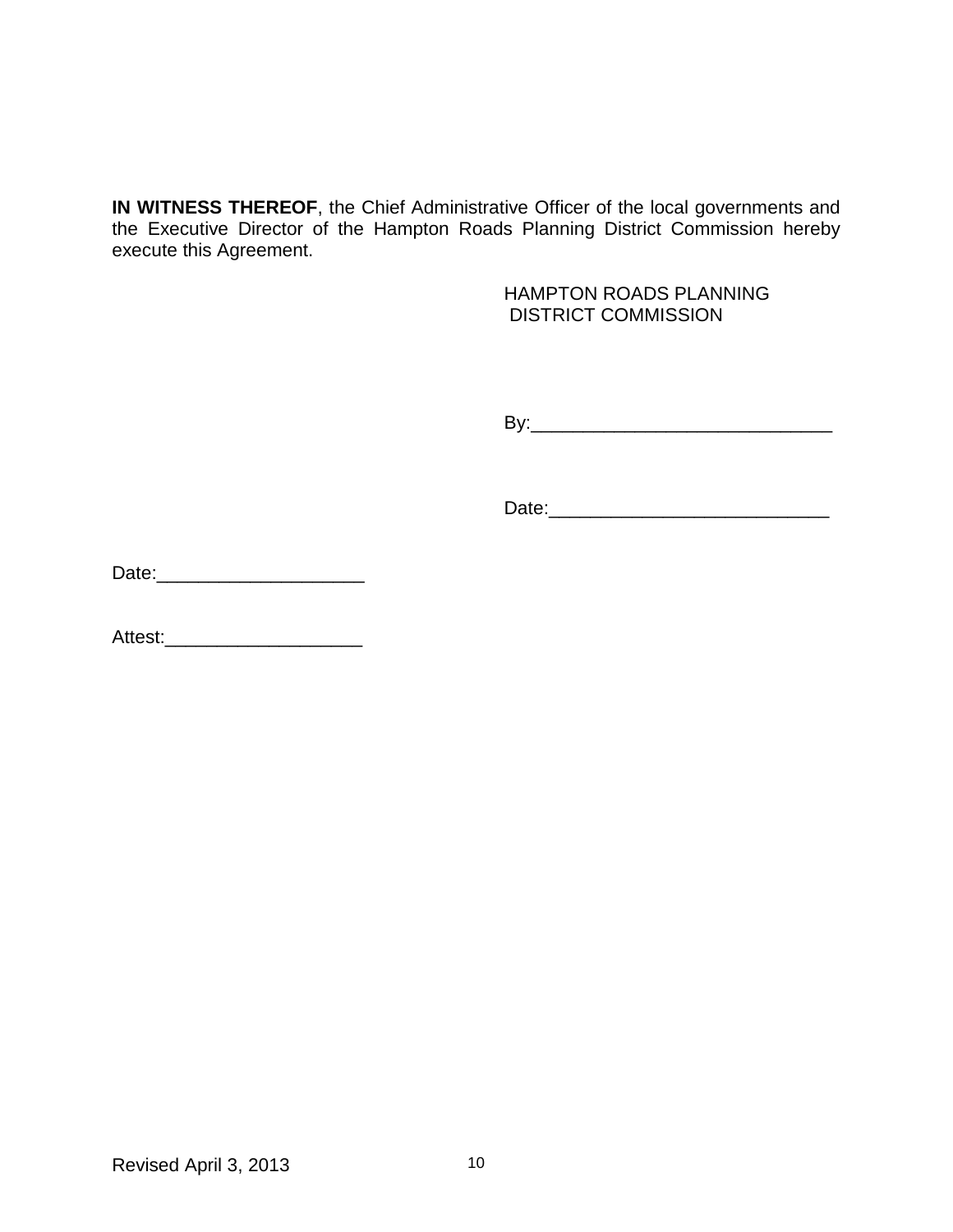**IN WITNESS THEREOF**, the Chief Administrative Officer of the local governments and the Executive Director of the Hampton Roads Planning District Commission hereby execute this Agreement.

HAMPTON ROADS PLANNING
DISTRICT COMMISSION

By:______________________________

Date:____________________________

Date:____________________

Attest:___________________

Revised April 3, 2013